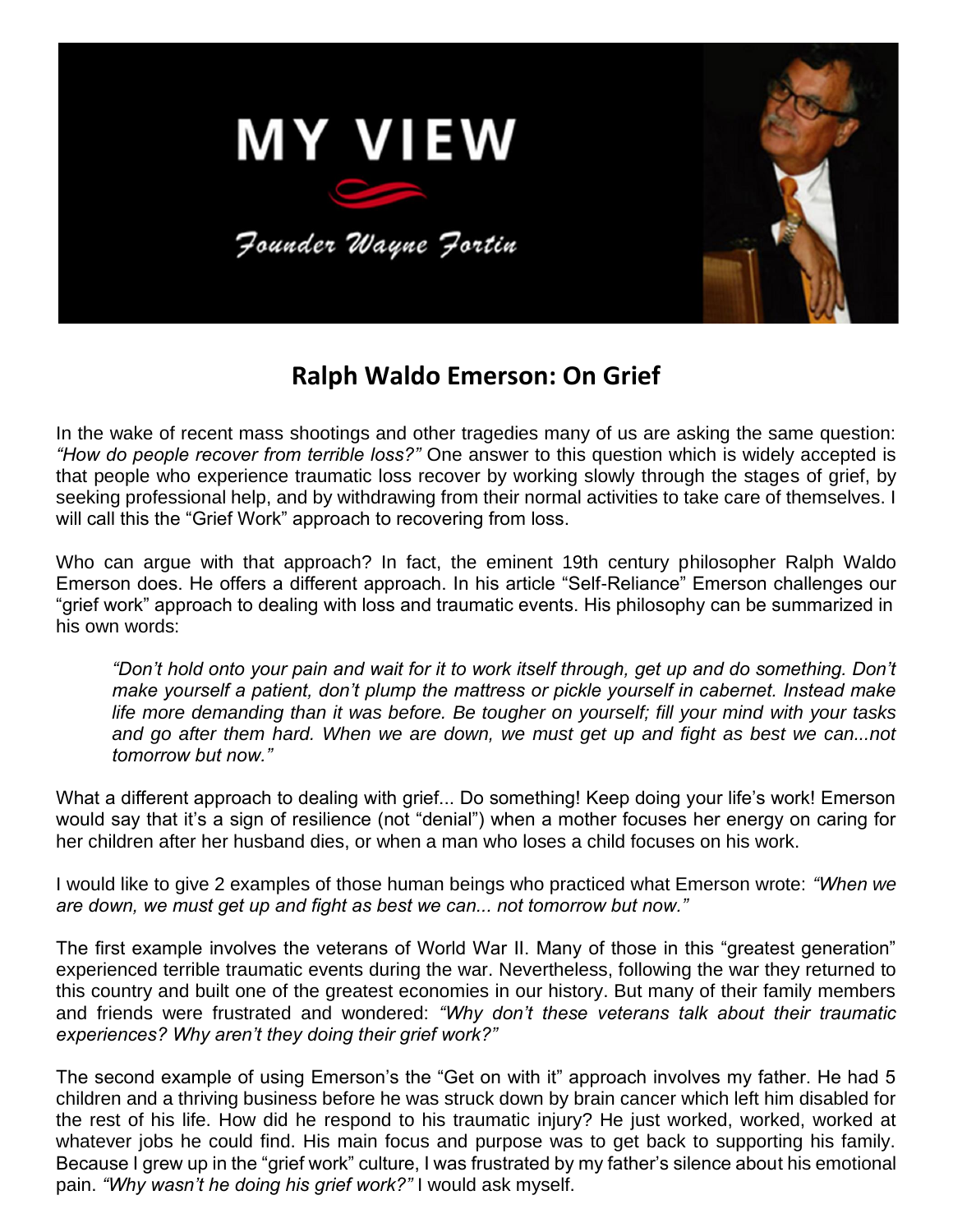# MY VIEW

*Founder Wayne Fortin*

## Ralph Waldo Emerson: On Grief

In the wake of recent mass shootings and other tragedies many of us are asking the same question: *"How do people recover from terrible loss?"* One answer to this question which is widely accepted is that people who experience traumatic loss recover by working slowly through the stages of grief, by seeking professional help, and by withdrawing from their normal activities to take care of themselves. I will call this the "Grief Work" approach to recovering from loss.

Who can argue with that approach? In fact, the eminent 19th century philosopher Ralph Waldo Emerson does. He offers a different approach. In his article "Self-Reliance" Emerson challenges our "grief work" approach to dealing with loss and traumatic events. His philosophy can be summarized in his own words:

> *"Don't hold onto your pain and wait for it to work itself through, get up and do something. Don't make yourself a patient, don't plump the mattress or pickle yourself in cabernet. Instead make life more demanding than it was before. Be tougher on yourself; fill your mind with your tasks and go after them hard. When we are down, we must get up and fight as best we can...not tomorrow but now."*

What a different approach to dealing with grief... Do something! Keep doing your life's work! Emerson would say that it's a sign of resilience (not "denial") when a mother focuses her energy on caring for her children after her husband dies, or when a man who loses a child focuses on his work.

I would like to give 2 examples of those human beings who practiced what Emerson wrote: *"When we are down, we must get up and fight as best we can... not tomorrow but now."*

The first example involves the veterans of World War II. Many of those in this "greatest generation" experienced terrible traumatic events during the war. Nevertheless, following the war they returned to this country and built one of the greatest economies in our history. But many of their family members and friends were frustrated and wondered: *"Why don't these veterans talk about their traumatic experiences? Why aren't they doing their grief work?"*

The second example of using Emerson's the "Get on with it" approach involves my father. He had 5 children and a thriving business before he was struck down by brain cancer which left him disabled for the rest of his life. How did he respond to his traumatic injury? He just worked, worked, worked at whatever jobs he could find. His main focus and purpose was to get back to supporting his family. Because I grew up in the "grief work" culture, I was frustrated by my father's silence about his emotional pain. *"Why wasn't he doing his grief work?"* I would ask myself.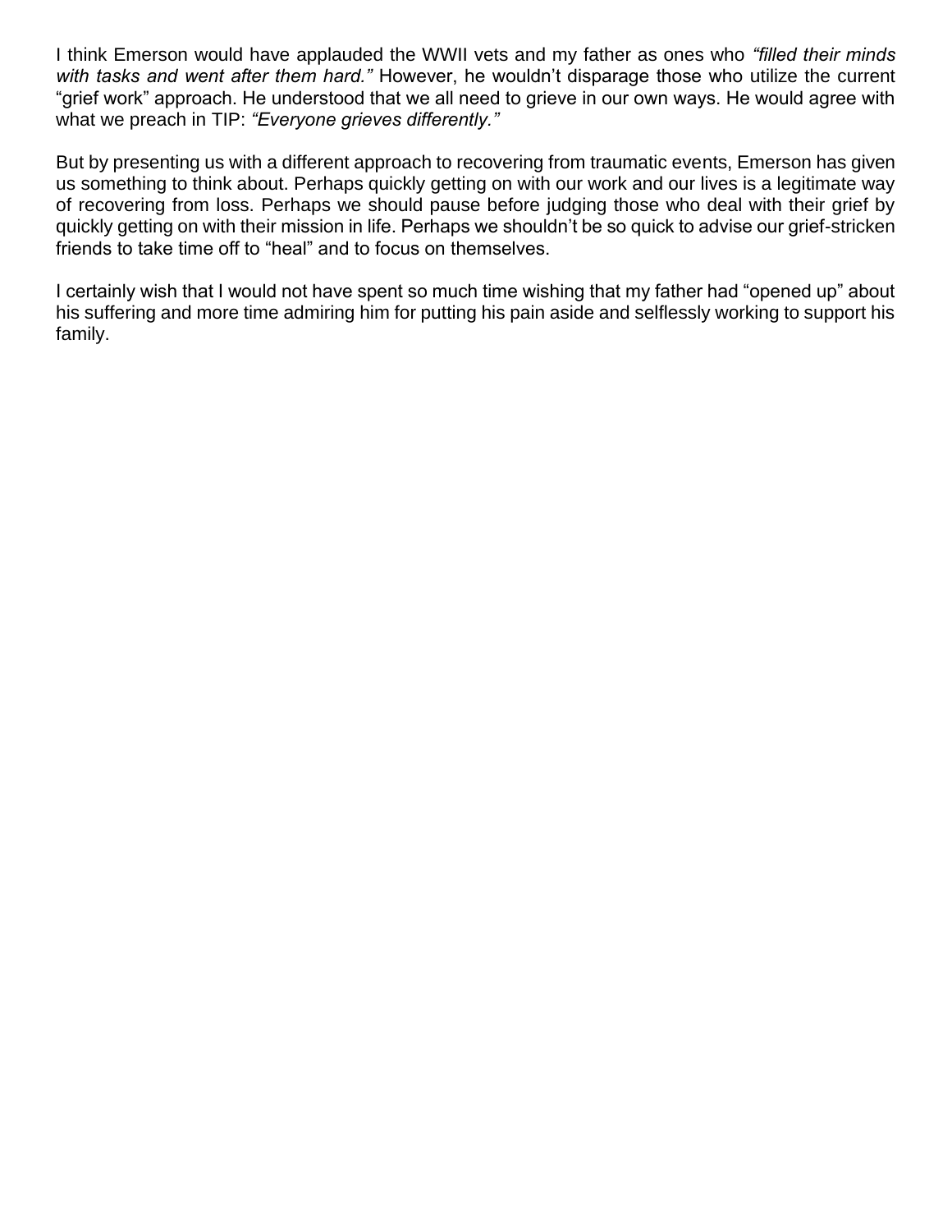I think Emerson would have applauded the WWII vets and my father as ones who *"filled their minds with tasks and went after them hard."* However, he wouldn't disparage those who utilize the current "grief work" approach. He understood that we all need to grieve in our own ways. He would agree with what we preach in TIP: *"Everyone grieves differently."*

But by presenting us with a different approach to recovering from traumatic events, Emerson has given us something to think about. Perhaps quickly getting on with our work and our lives is a legitimate way of recovering from loss. Perhaps we should pause before judging those who deal with their grief by quickly getting on with their mission in life. Perhaps we shouldn't be so quick to advise our grief-stricken friends to take time off to "heal" and to focus on themselves.

I certainly wish that I would not have spent so much time wishing that my father had "opened up" about his suffering and more time admiring him for putting his pain aside and selflessly working to support his family.